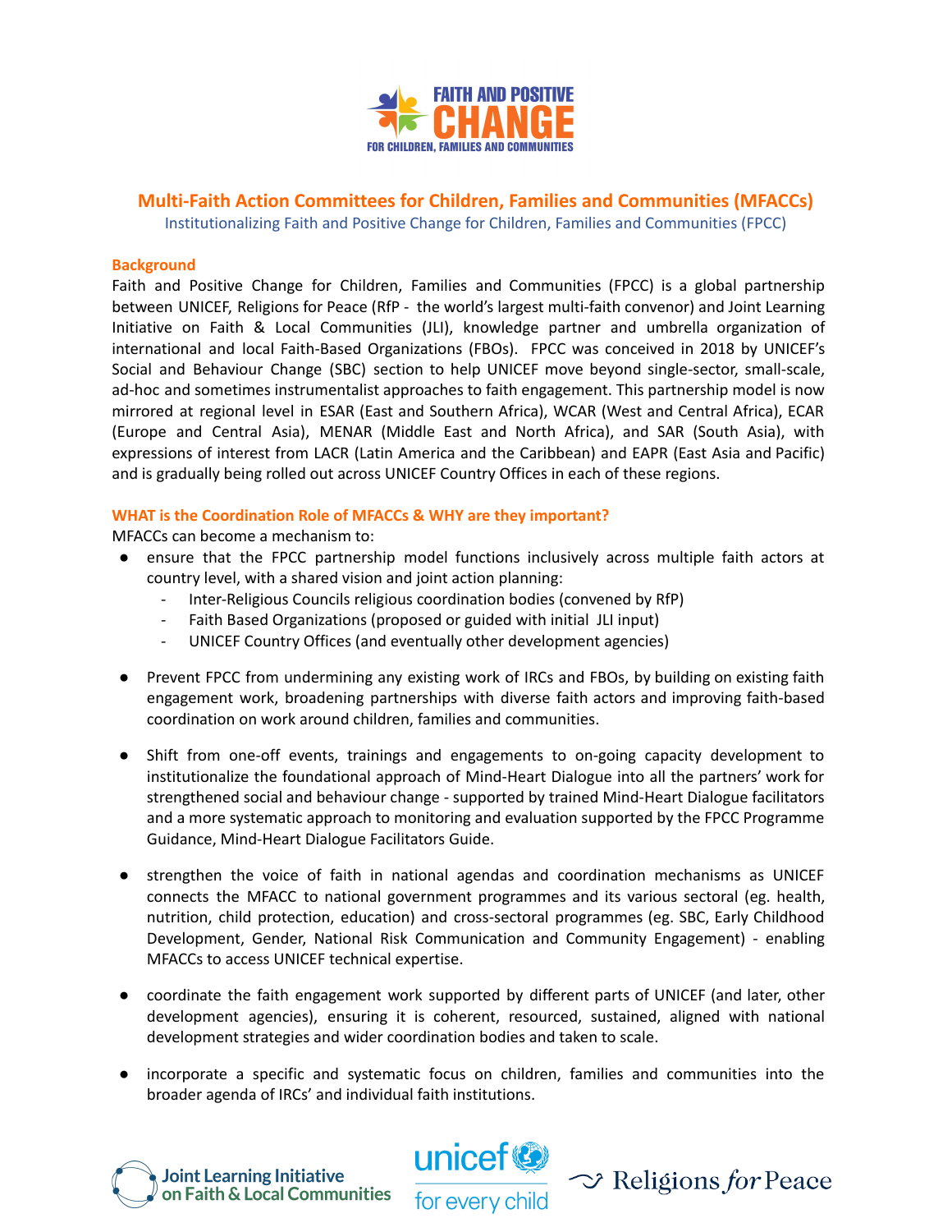# Multi-Faith Action Committees for Children, Families and Communities (MFACCs)

Institutionalizing Faith and Positive Change for Children, Families and Communities (FPCC)

## Background

Faith and Positive Change for Children, Families and Communities (FPCC) is a global partnership between UNICEF, Religions for Peace (RfP - the world's largest multi-faith convenor) and Joint Learning Initiative on Faith & Local Communities (JLI), knowledge partner and umbrella organization of international and local Faith-Based Organizations (FBOs). FPCC was conceived in 2018 by UNICEF's Social and Behaviour Change (SBC) section to help UNICEF move beyond single-sector, small-scale, ad-hoc and sometimes instrumentalist approaches to faith engagement. This partnership model is now mirrored at regional level in ESAR (East and Southern Africa), WCAR (West and Central Africa), ECAR (Europe and Central Asia), MENAR (Middle East and North Africa), and SAR (South Asia), with expressions of interest from LACR (Latin America and the Caribbean) and EAPR (East Asia and Pacific) and is gradually being rolled out across UNICEF Country Offices in each of these regions.

## WHAT is the Coordination Role of MFACCs & WHY are they important?

MFACCs can become a mechanism to:

- ensure that the FPCC partnership model functions inclusively across multiple faith actors at country level, with a shared vision and joint action planning:
  - Inter-Religious Councils religious coordination bodies (convened by RfP)
  - Faith Based Organizations (proposed or guided with initial JLI input)
  - UNICEF Country Offices (and eventually other development agencies)

- Prevent FPCC from undermining any existing work of IRCs and FBOs, by building on existing faith engagement work, broadening partnerships with diverse faith actors and improving faith-based coordination on work around children, families and communities.

- Shift from one-off events, trainings and engagements to on-going capacity development to institutionalize the foundational approach of Mind-Heart Dialogue into all the partners' work for strengthened social and behaviour change - supported by trained Mind-Heart Dialogue facilitators and a more systematic approach to monitoring and evaluation supported by the FPCC Programme Guidance, Mind-Heart Dialogue Facilitators Guide.

- strengthen the voice of faith in national agendas and coordination mechanisms as UNICEF connects the MFACC to national government programmes and its various sectoral (eg. health, nutrition, child protection, education) and cross-sectoral programmes (eg. SBC, Early Childhood Development, Gender, National Risk Communication and Community Engagement) - enabling MFACCs to access UNICEF technical expertise.

- coordinate the faith engagement work supported by different parts of UNICEF (and later, other development agencies), ensuring it is coherent, resourced, sustained, aligned with national development strategies and wider coordination bodies and taken to scale.

- incorporate a specific and systematic focus on children, families and communities into the broader agenda of IRCs' and individual faith institutions.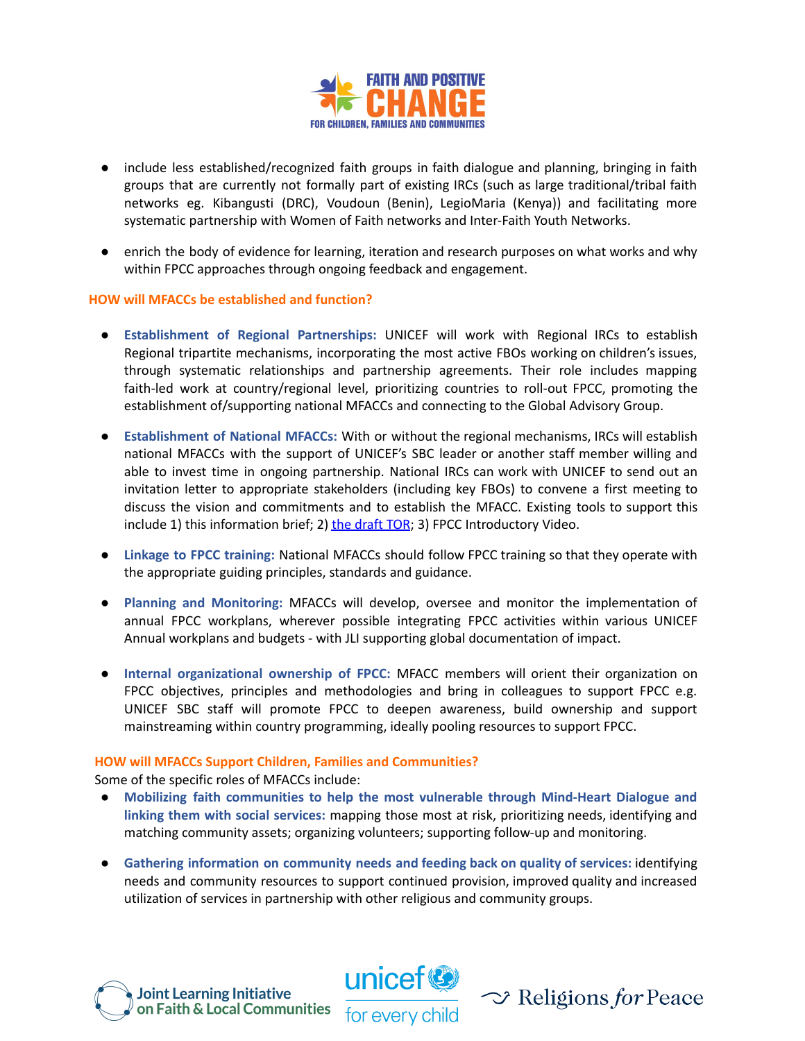- include less established/recognized faith groups in faith dialogue and planning, bringing in faith groups that are currently not formally part of existing IRCs (such as large traditional/tribal faith networks eg. Kibangusti (DRC), Voudoun (Benin), LegioMaria (Kenya)) and facilitating more systematic partnership with Women of Faith networks and Inter-Faith Youth Networks.

- enrich the body of evidence for learning, iteration and research purposes on what works and why within FPCC approaches through ongoing feedback and engagement.

### HOW will MFACCs be established and function?

- **Establishment of Regional Partnerships:** UNICEF will work with Regional IRCs to establish Regional tripartite mechanisms, incorporating the most active FBOs working on children's issues, through systematic relationships and partnership agreements. Their role includes mapping faith-led work at country/regional level, prioritizing countries to roll-out FPCC, promoting the establishment of/supporting national MFACCs and connecting to the Global Advisory Group.

- **Establishment of National MFACCs:** With or without the regional mechanisms, IRCs will establish national MFACCs with the support of UNICEF's SBC leader or another staff member willing and able to invest time in ongoing partnership. National IRCs can work with UNICEF to send out an invitation letter to appropriate stakeholders (including key FBOs) to convene a first meeting to discuss the vision and commitments and to establish the MFACC. Existing tools to support this include 1) this information brief; 2) the draft TOR; 3) FPCC Introductory Video.

- **Linkage to FPCC training:** National MFACCs should follow FPCC training so that they operate with the appropriate guiding principles, standards and guidance.

- **Planning and Monitoring:** MFACCs will develop, oversee and monitor the implementation of annual FPCC workplans, wherever possible integrating FPCC activities within various UNICEF Annual workplans and budgets - with JLI supporting global documentation of impact.

- **Internal organizational ownership of FPCC:** MFACC members will orient their organization on FPCC objectives, principles and methodologies and bring in colleagues to support FPCC e.g. UNICEF SBC staff will promote FPCC to deepen awareness, build ownership and support mainstreaming within country programming, ideally pooling resources to support FPCC.

### HOW will MFACCs Support Children, Families and Communities?

Some of the specific roles of MFACCs include:

- **Mobilizing faith communities to help the most vulnerable through Mind-Heart Dialogue and linking them with social services:** mapping those most at risk, prioritizing needs, identifying and matching community assets; organizing volunteers; supporting follow-up and monitoring.

- **Gathering information on community needs and feeding back on quality of services:** identifying needs and community resources to support continued provision, improved quality and increased utilization of services in partnership with other religious and community groups.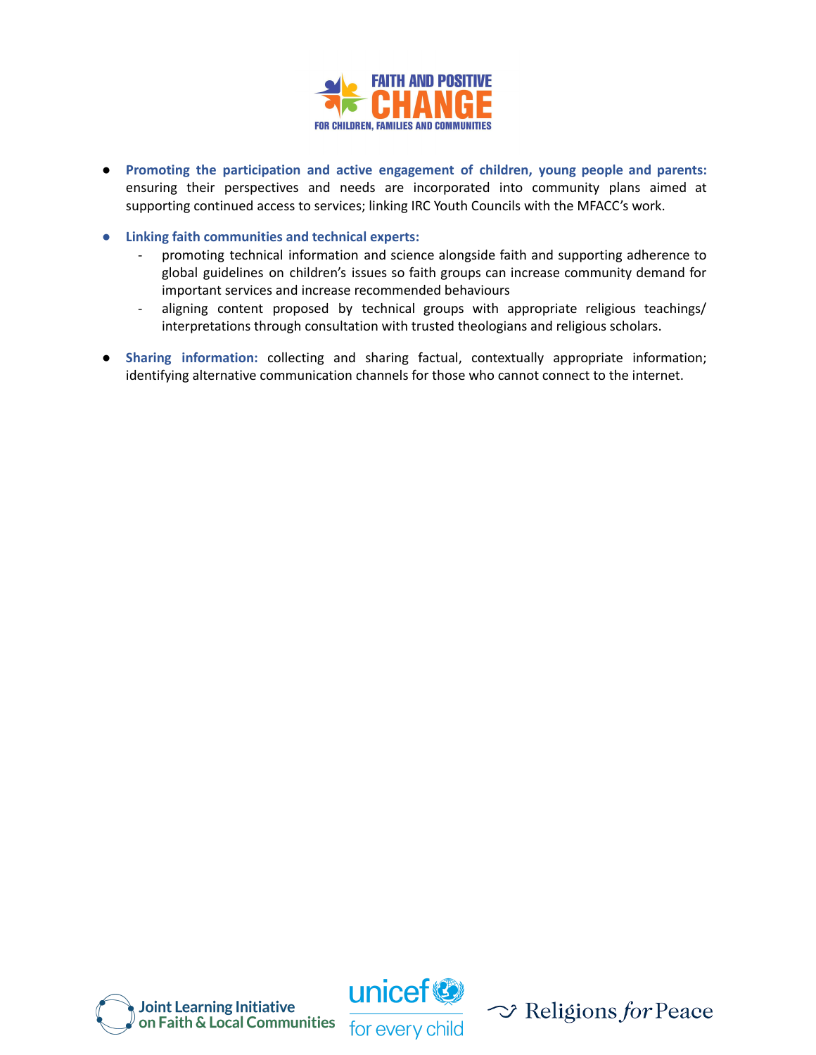- **Promoting the participation and active engagement of children, young people and parents:** ensuring their perspectives and needs are incorporated into community plans aimed at supporting continued access to services; linking IRC Youth Councils with the MFACC's work.
- **Linking faith communities and technical experts:**
  - promoting technical information and science alongside faith and supporting adherence to global guidelines on children's issues so faith groups can increase community demand for important services and increase recommended behaviours
  - aligning content proposed by technical groups with appropriate religious teachings/ interpretations through consultation with trusted theologians and religious scholars.
- **Sharing information:** collecting and sharing factual, contextually appropriate information; identifying alternative communication channels for those who cannot connect to the internet.